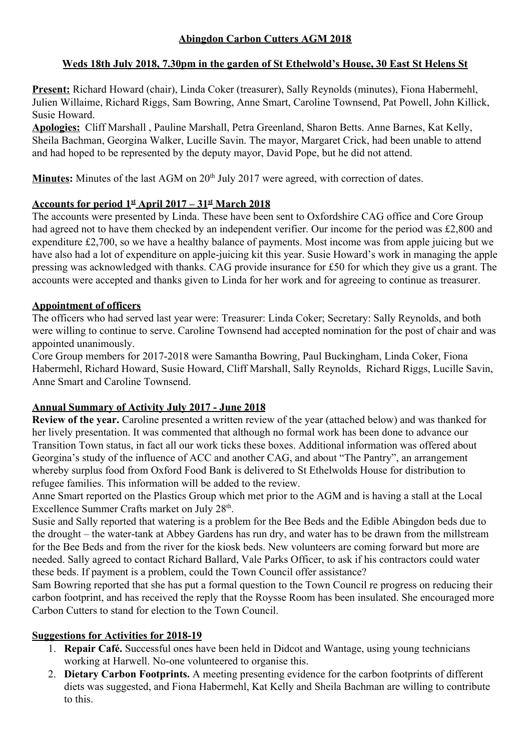# Abingdon Carbon Cutters AGM 2018

## Weds 18th July 2018, 7.30pm in the garden of St Ethelwold's House, 30 East St Helens St

**Present:** Richard Howard (chair), Linda Coker (treasurer), Sally Reynolds (minutes), Fiona Habermehl, Julien Willaime, Richard Riggs, Sam Bowring, Anne Smart, Caroline Townsend, Pat Powell, John Killick, Susie Howard.

**Apologies:** Cliff Marshall , Pauline Marshall, Petra Greenland, Sharon Betts. Anne Barnes, Kat Kelly, Sheila Bachman, Georgina Walker, Lucille Savin. The mayor, Margaret Crick, had been unable to attend and had hoped to be represented by the deputy mayor, David Pope, but he did not attend.

**Minutes:** Minutes of the last AGM on 20th July 2017 were agreed, with correction of dates.

### Accounts for period 1st April 2017 – 31st March 2018

The accounts were presented by Linda. These have been sent to Oxfordshire CAG office and Core Group had agreed not to have them checked by an independent verifier. Our income for the period was £2,800 and expenditure £2,700, so we have a healthy balance of payments. Most income was from apple juicing but we have also had a lot of expenditure on apple-juicing kit this year. Susie Howard's work in managing the apple pressing was acknowledged with thanks. CAG provide insurance for £50 for which they give us a grant. The accounts were accepted and thanks given to Linda for her work and for agreeing to continue as treasurer.

### Appointment of officers

The officers who had served last year were: Treasurer: Linda Coker; Secretary: Sally Reynolds, and both were willing to continue to serve. Caroline Townsend had accepted nomination for the post of chair and was appointed unanimously.

Core Group members for 2017-2018 were Samantha Bowring, Paul Buckingham, Linda Coker, Fiona Habermehl, Richard Howard, Susie Howard, Cliff Marshall, Sally Reynolds, Richard Riggs, Lucille Savin, Anne Smart and Caroline Townsend.

### Annual Summary of Activity July 2017 - June 2018

**Review of the year.** Caroline presented a written review of the year (attached below) and was thanked for her lively presentation. It was commented that although no formal work has been done to advance our Transition Town status, in fact all our work ticks these boxes. Additional information was offered about Georgina's study of the influence of ACC and another CAG, and about "The Pantry", an arrangement whereby surplus food from Oxford Food Bank is delivered to St Ethelwolds House for distribution to refugee families. This information will be added to the review.

Anne Smart reported on the Plastics Group which met prior to the AGM and is having a stall at the Local Excellence Summer Crafts market on July 28th.

Susie and Sally reported that watering is a problem for the Bee Beds and the Edible Abingdon beds due to the drought – the water-tank at Abbey Gardens has run dry, and water has to be drawn from the millstream for the Bee Beds and from the river for the kiosk beds. New volunteers are coming forward but more are needed. Sally agreed to contact Richard Ballard, Vale Parks Officer, to ask if his contractors could water these beds. If payment is a problem, could the Town Council offer assistance?

Sam Bowring reported that she has put a formal question to the Town Council re progress on reducing their carbon footprint, and has received the reply that the Roysse Room has been insulated. She encouraged more Carbon Cutters to stand for election to the Town Council.

### Suggestions for Activities for 2018-19

1. **Repair Café.** Successful ones have been held in Didcot and Wantage, using young technicians working at Harwell. No-one volunteered to organise this.
2. **Dietary Carbon Footprints.** A meeting presenting evidence for the carbon footprints of different diets was suggested, and Fiona Habermehl, Kat Kelly and Sheila Bachman are willing to contribute to this.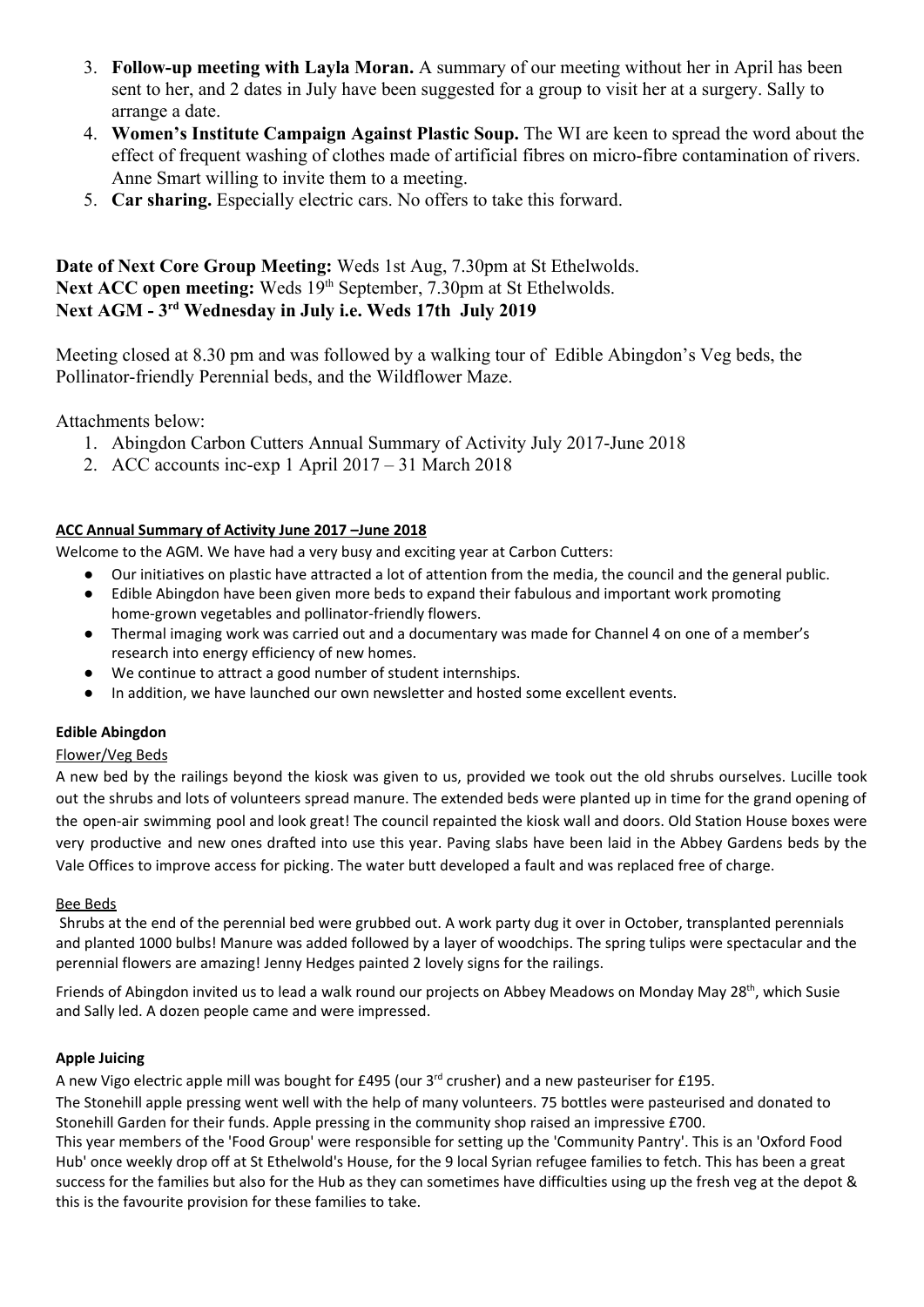3. **Follow-up meeting with Layla Moran.** A summary of our meeting without her in April has been sent to her, and 2 dates in July have been suggested for a group to visit her at a surgery. Sally to arrange a date.
4. **Women's Institute Campaign Against Plastic Soup.** The WI are keen to spread the word about the effect of frequent washing of clothes made of artificial fibres on micro-fibre contamination of rivers. Anne Smart willing to invite them to a meeting.
5. **Car sharing.** Especially electric cars. No offers to take this forward.

**Date of Next Core Group Meeting:** Weds 1st Aug, 7.30pm at St Ethelwolds.
**Next ACC open meeting:** Weds 19th September, 7.30pm at St Ethelwolds.
**Next AGM - 3rd Wednesday in July i.e. Weds 17th July 2019**

Meeting closed at 8.30 pm and was followed by a walking tour of Edible Abingdon's Veg beds, the Pollinator-friendly Perennial beds, and the Wildflower Maze.

Attachments below:

1. Abingdon Carbon Cutters Annual Summary of Activity July 2017-June 2018
2. ACC accounts inc-exp 1 April 2017 – 31 March 2018

## ACC Annual Summary of Activity June 2017 –June 2018

Welcome to the AGM. We have had a very busy and exciting year at Carbon Cutters:

- Our initiatives on plastic have attracted a lot of attention from the media, the council and the general public.
- Edible Abingdon have been given more beds to expand their fabulous and important work promoting home-grown vegetables and pollinator-friendly flowers.
- Thermal imaging work was carried out and a documentary was made for Channel 4 on one of a member's research into energy efficiency of new homes.
- We continue to attract a good number of student internships.
- In addition, we have launched our own newsletter and hosted some excellent events.

### Edible Abingdon

Flower/Veg Beds

A new bed by the railings beyond the kiosk was given to us, provided we took out the old shrubs ourselves. Lucille took out the shrubs and lots of volunteers spread manure. The extended beds were planted up in time for the grand opening of the open-air swimming pool and look great! The council repainted the kiosk wall and doors. Old Station House boxes were very productive and new ones drafted into use this year. Paving slabs have been laid in the Abbey Gardens beds by the Vale Offices to improve access for picking. The water butt developed a fault and was replaced free of charge.

Bee Beds

Shrubs at the end of the perennial bed were grubbed out. A work party dug it over in October, transplanted perennials and planted 1000 bulbs! Manure was added followed by a layer of woodchips. The spring tulips were spectacular and the perennial flowers are amazing! Jenny Hedges painted 2 lovely signs for the railings.

Friends of Abingdon invited us to lead a walk round our projects on Abbey Meadows on Monday May 28th, which Susie and Sally led. A dozen people came and were impressed.

### Apple Juicing

A new Vigo electric apple mill was bought for £495 (our 3rd crusher) and a new pasteuriser for £195.

The Stonehill apple pressing went well with the help of many volunteers. 75 bottles were pasteurised and donated to Stonehill Garden for their funds. Apple pressing in the community shop raised an impressive £700.

This year members of the 'Food Group' were responsible for setting up the 'Community Pantry'. This is an 'Oxford Food Hub' once weekly drop off at St Ethelwold's House, for the 9 local Syrian refugee families to fetch. This has been a great success for the families but also for the Hub as they can sometimes have difficulties using up the fresh veg at the depot & this is the favourite provision for these families to take.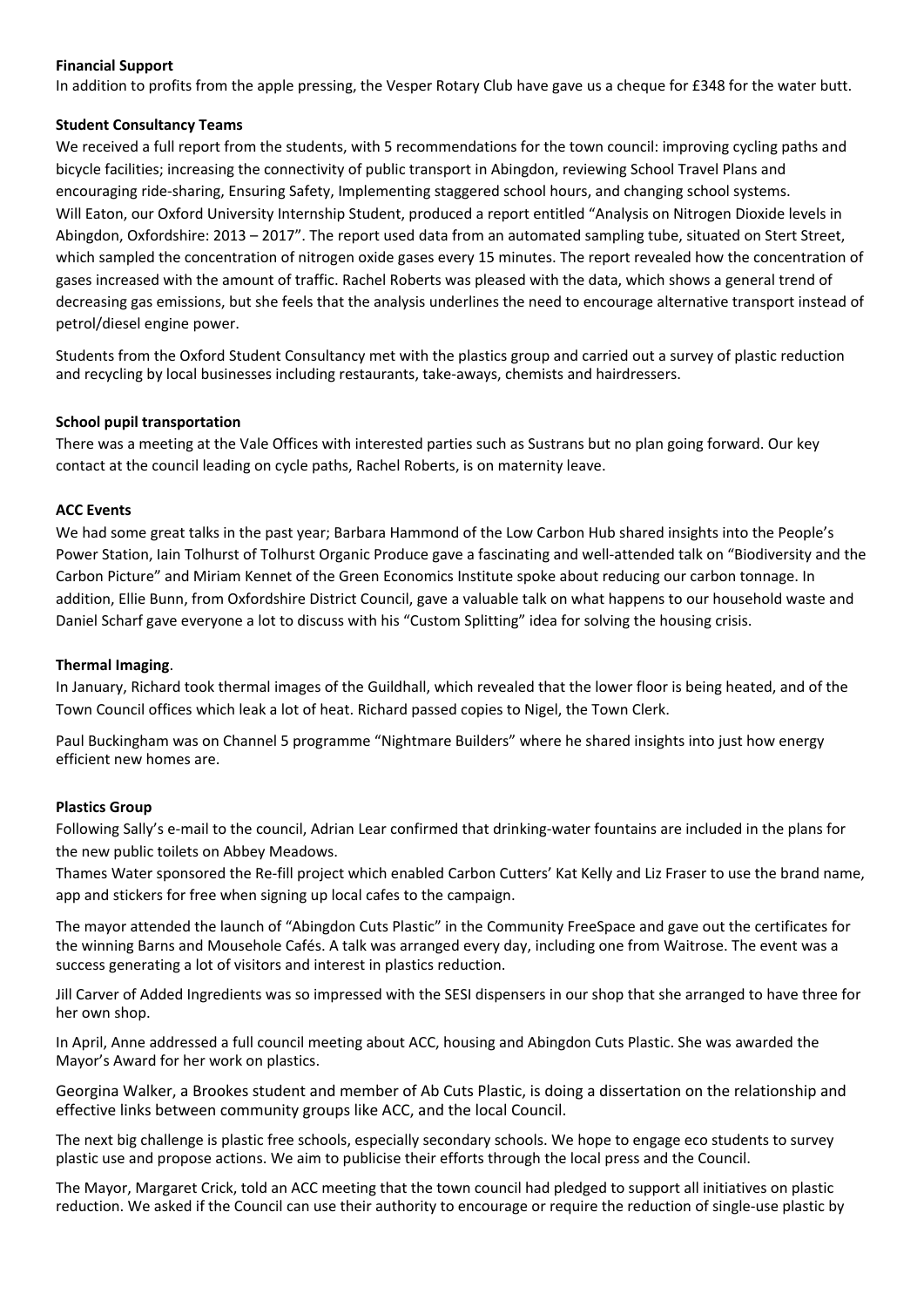**Financial Support**

In addition to profits from the apple pressing, the Vesper Rotary Club have gave us a cheque for £348 for the water butt.

**Student Consultancy Teams**

We received a full report from the students, with 5 recommendations for the town council: improving cycling paths and bicycle facilities; increasing the connectivity of public transport in Abingdon, reviewing School Travel Plans and encouraging ride-sharing, Ensuring Safety, Implementing staggered school hours, and changing school systems.

Will Eaton, our Oxford University Internship Student, produced a report entitled "Analysis on Nitrogen Dioxide levels in Abingdon, Oxfordshire: 2013 – 2017". The report used data from an automated sampling tube, situated on Stert Street, which sampled the concentration of nitrogen oxide gases every 15 minutes. The report revealed how the concentration of gases increased with the amount of traffic. Rachel Roberts was pleased with the data, which shows a general trend of decreasing gas emissions, but she feels that the analysis underlines the need to encourage alternative transport instead of petrol/diesel engine power.

Students from the Oxford Student Consultancy met with the plastics group and carried out a survey of plastic reduction and recycling by local businesses including restaurants, take-aways, chemists and hairdressers.

**School pupil transportation**

There was a meeting at the Vale Offices with interested parties such as Sustrans but no plan going forward. Our key contact at the council leading on cycle paths, Rachel Roberts, is on maternity leave.

**ACC Events**

We had some great talks in the past year; Barbara Hammond of the Low Carbon Hub shared insights into the People's Power Station, Iain Tolhurst of Tolhurst Organic Produce gave a fascinating and well-attended talk on "Biodiversity and the Carbon Picture" and Miriam Kennet of the Green Economics Institute spoke about reducing our carbon tonnage. In addition, Ellie Bunn, from Oxfordshire District Council, gave a valuable talk on what happens to our household waste and Daniel Scharf gave everyone a lot to discuss with his "Custom Splitting" idea for solving the housing crisis.

**Thermal Imaging**.

In January, Richard took thermal images of the Guildhall, which revealed that the lower floor is being heated, and of the Town Council offices which leak a lot of heat. Richard passed copies to Nigel, the Town Clerk.

Paul Buckingham was on Channel 5 programme "Nightmare Builders" where he shared insights into just how energy efficient new homes are.

**Plastics Group**

Following Sally's e-mail to the council, Adrian Lear confirmed that drinking-water fountains are included in the plans for the new public toilets on Abbey Meadows.

Thames Water sponsored the Re-fill project which enabled Carbon Cutters' Kat Kelly and Liz Fraser to use the brand name, app and stickers for free when signing up local cafes to the campaign.

The mayor attended the launch of "Abingdon Cuts Plastic" in the Community FreeSpace and gave out the certificates for the winning Barns and Mousehole Cafés. A talk was arranged every day, including one from Waitrose. The event was a success generating a lot of visitors and interest in plastics reduction.

Jill Carver of Added Ingredients was so impressed with the SESI dispensers in our shop that she arranged to have three for her own shop.

In April, Anne addressed a full council meeting about ACC, housing and Abingdon Cuts Plastic. She was awarded the Mayor's Award for her work on plastics.

Georgina Walker, a Brookes student and member of Ab Cuts Plastic, is doing a dissertation on the relationship and effective links between community groups like ACC, and the local Council.

The next big challenge is plastic free schools, especially secondary schools. We hope to engage eco students to survey plastic use and propose actions. We aim to publicise their efforts through the local press and the Council.

The Mayor, Margaret Crick, told an ACC meeting that the town council had pledged to support all initiatives on plastic reduction. We asked if the Council can use their authority to encourage or require the reduction of single-use plastic by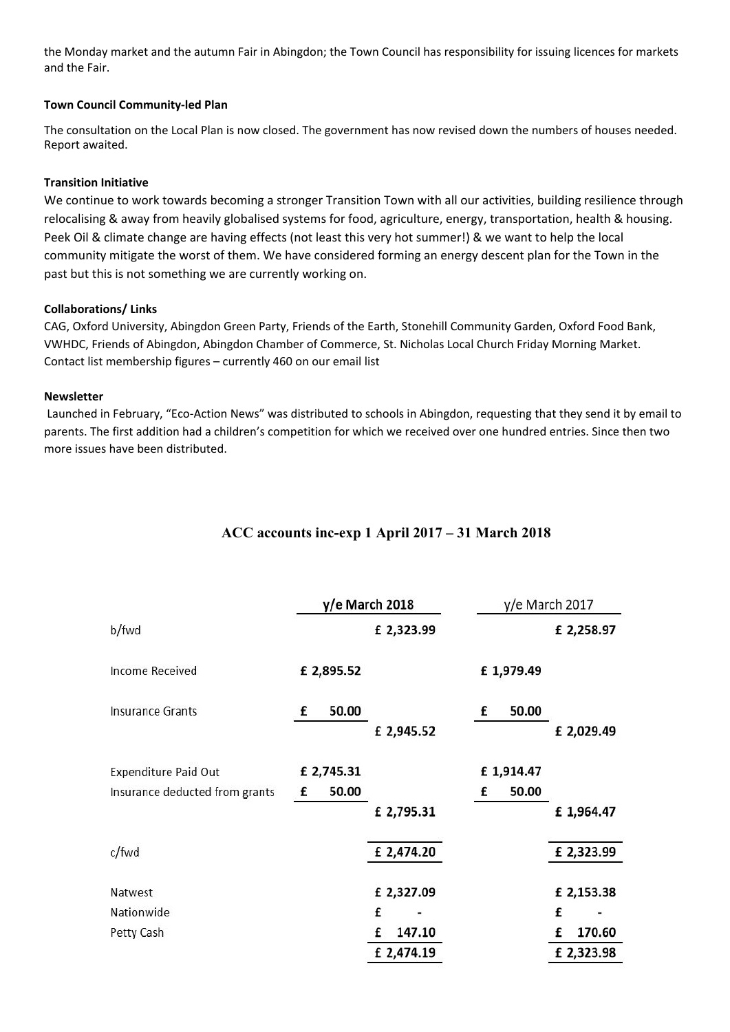the Monday market and the autumn Fair in Abingdon; the Town Council has responsibility for issuing licences for markets and the Fair.

**Town Council Community-led Plan**

The consultation on the Local Plan is now closed. The government has now revised down the numbers of houses needed. Report awaited.

**Transition Initiative**

We continue to work towards becoming a stronger Transition Town with all our activities, building resilience through relocalising & away from heavily globalised systems for food, agriculture, energy, transportation, health & housing. Peek Oil & climate change are having effects (not least this very hot summer!) & we want to help the local community mitigate the worst of them. We have considered forming an energy descent plan for the Town in the past but this is not something we are currently working on.

**Collaborations/ Links**

CAG, Oxford University, Abingdon Green Party, Friends of the Earth, Stonehill Community Garden, Oxford Food Bank, VWHDC, Friends of Abingdon, Abingdon Chamber of Commerce, St. Nicholas Local Church Friday Morning Market.
Contact list membership figures – currently 460 on our email list

**Newsletter**

Launched in February, "Eco-Action News" was distributed to schools in Abingdon, requesting that they send it by email to parents. The first addition had a children's competition for which we received over one hundred entries. Since then two more issues have been distributed.

## ACC accounts inc-exp 1 April 2017 – 31 March 2018

| | y/e March 2018 | | y/e March 2017 | |
|---|---|---|---|---|
| b/fwd | | £ 2,323.99 | | £ 2,258.97 |
| Income Received | £ 2,895.52 | | £ 1,979.49 | |
| Insurance Grants | £ 50.00 | | £ 50.00 | |
| | | £ 2,945.52 | | £ 2,029.49 |
| Expenditure Paid Out | £ 2,745.31 | | £ 1,914.47 | |
| Insurance deducted from grants | £ 50.00 | | £ 50.00 | |
| | | £ 2,795.31 | | £ 1,964.47 |
| c/fwd | | £ 2,474.20 | | £ 2,323.99 |
| Natwest | | £ 2,327.09 | | £ 2,153.38 |
| Nationwide | | £ - | | £ - |
| Petty Cash | | £ 147.10 | | £ 170.60 |
| | | £ 2,474.19 | | £ 2,323.98 |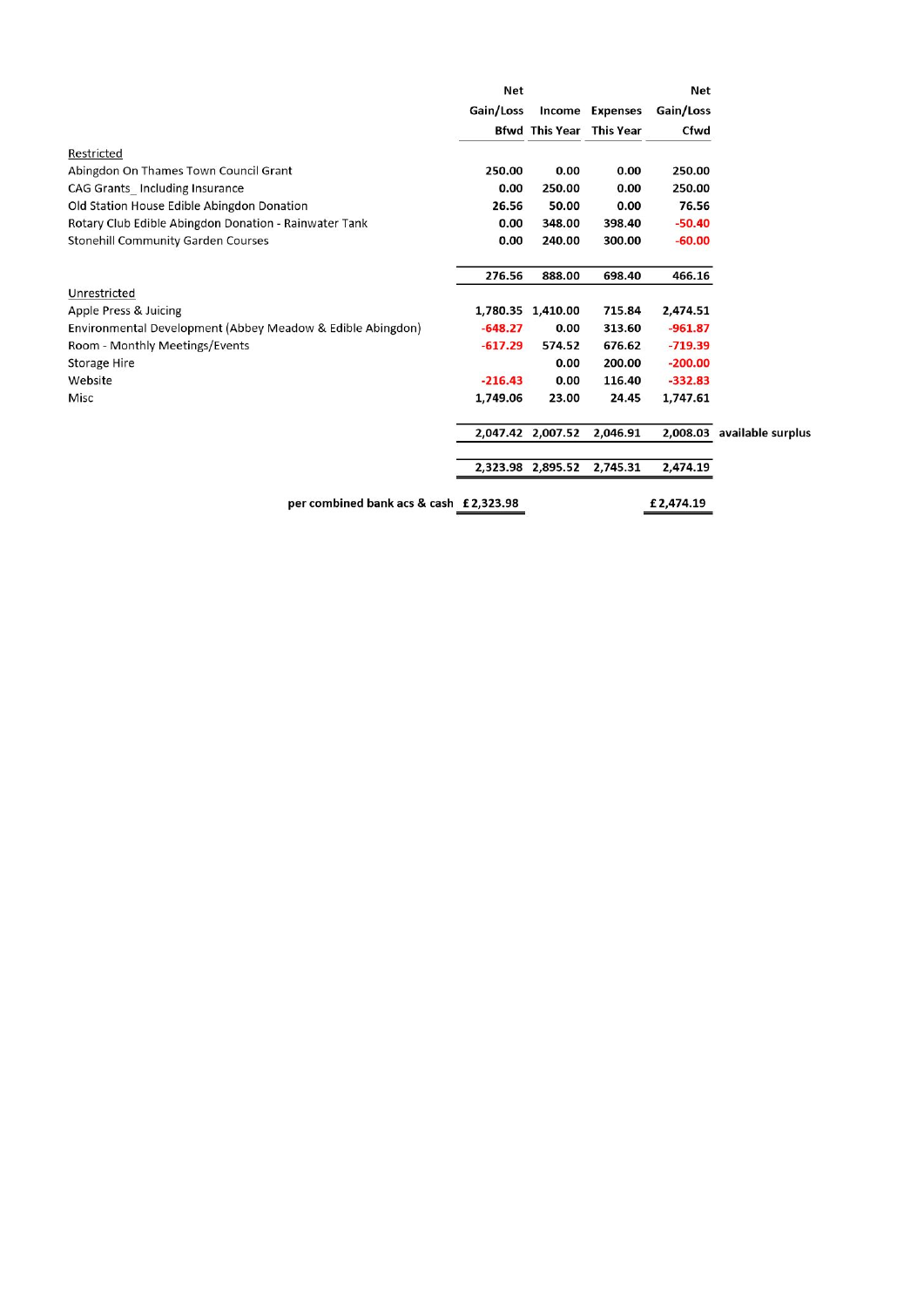| | Net Gain/Loss Bfwd | Income This Year | Expenses This Year | Net Gain/Loss Cfwd | |
|---|---|---|---|---|---|
| Restricted | | | | | |
| Abingdon On Thames Town Council Grant | 250.00 | 0.00 | 0.00 | 250.00 | |
| CAG Grants_ Including Insurance | 0.00 | 250.00 | 0.00 | 250.00 | |
| Old Station House Edible Abingdon Donation | 26.56 | 50.00 | 0.00 | 76.56 | |
| Rotary Club Edible Abingdon Donation - Rainwater Tank | 0.00 | 348.00 | 398.40 | -50.40 | |
| Stonehill Community Garden Courses | 0.00 | 240.00 | 300.00 | -60.00 | |
| | 276.56 | 888.00 | 698.40 | 466.16 | |
| Unrestricted | | | | | |
| Apple Press & Juicing | 1,780.35 | 1,410.00 | 715.84 | 2,474.51 | |
| Environmental Development (Abbey Meadow & Edible Abingdon) | -648.27 | 0.00 | 313.60 | -961.87 | |
| Room - Monthly Meetings/Events | -617.29 | 574.52 | 676.62 | -719.39 | |
| Storage Hire | | 0.00 | 200.00 | -200.00 | |
| Website | -216.43 | 0.00 | 116.40 | -332.83 | |
| Misc | 1,749.06 | 23.00 | 24.45 | 1,747.61 | |
| | 2,047.42 | 2,007.52 | 2,046.91 | 2,008.03 | available surplus |
| | 2,323.98 | 2,895.52 | 2,745.31 | 2,474.19 | |
| per combined bank acs & cash | £ 2,323.98 | | | £ 2,474.19 | |